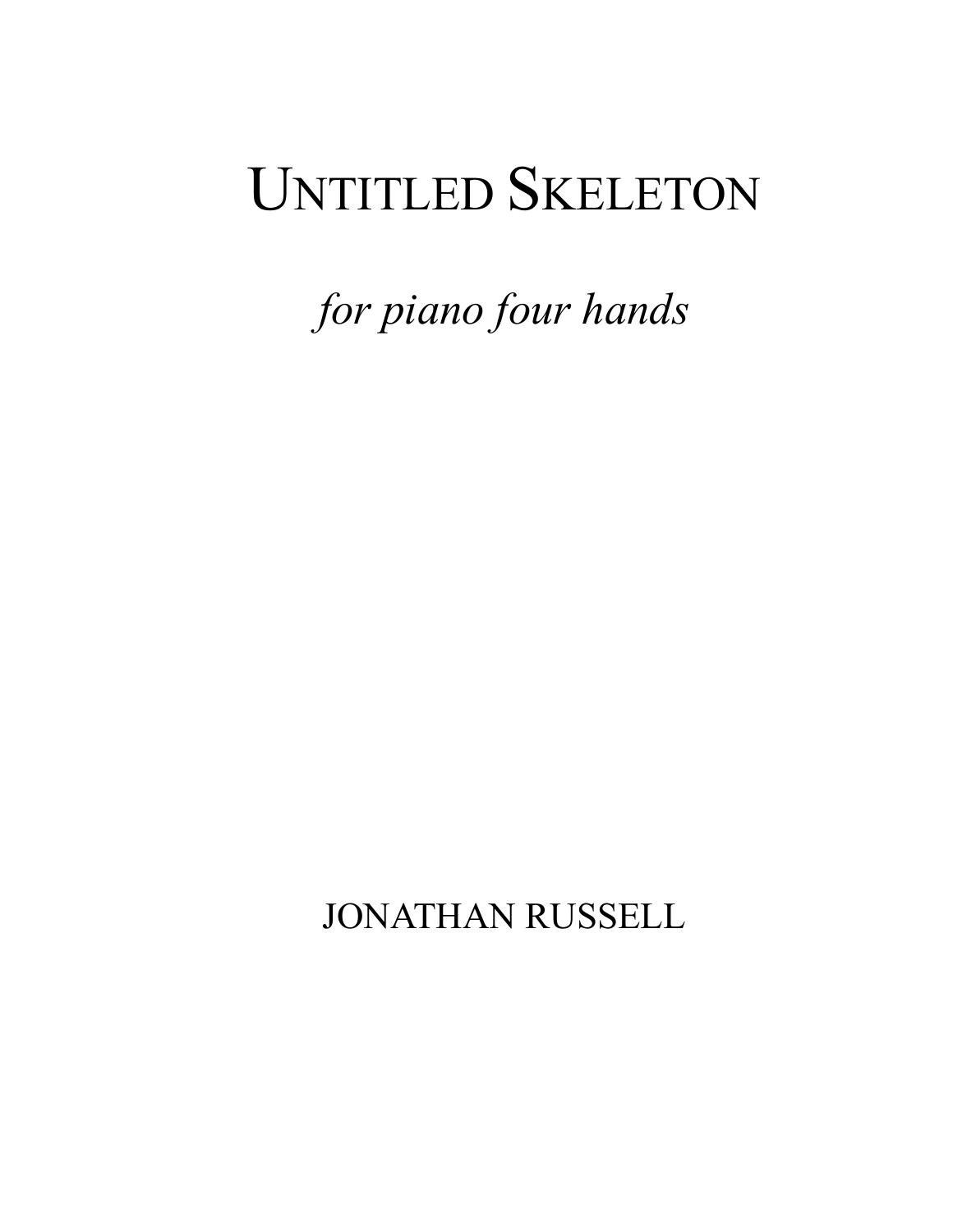# UNTITLED SKELETON

*for piano four hands*

JONATHAN RUSSELL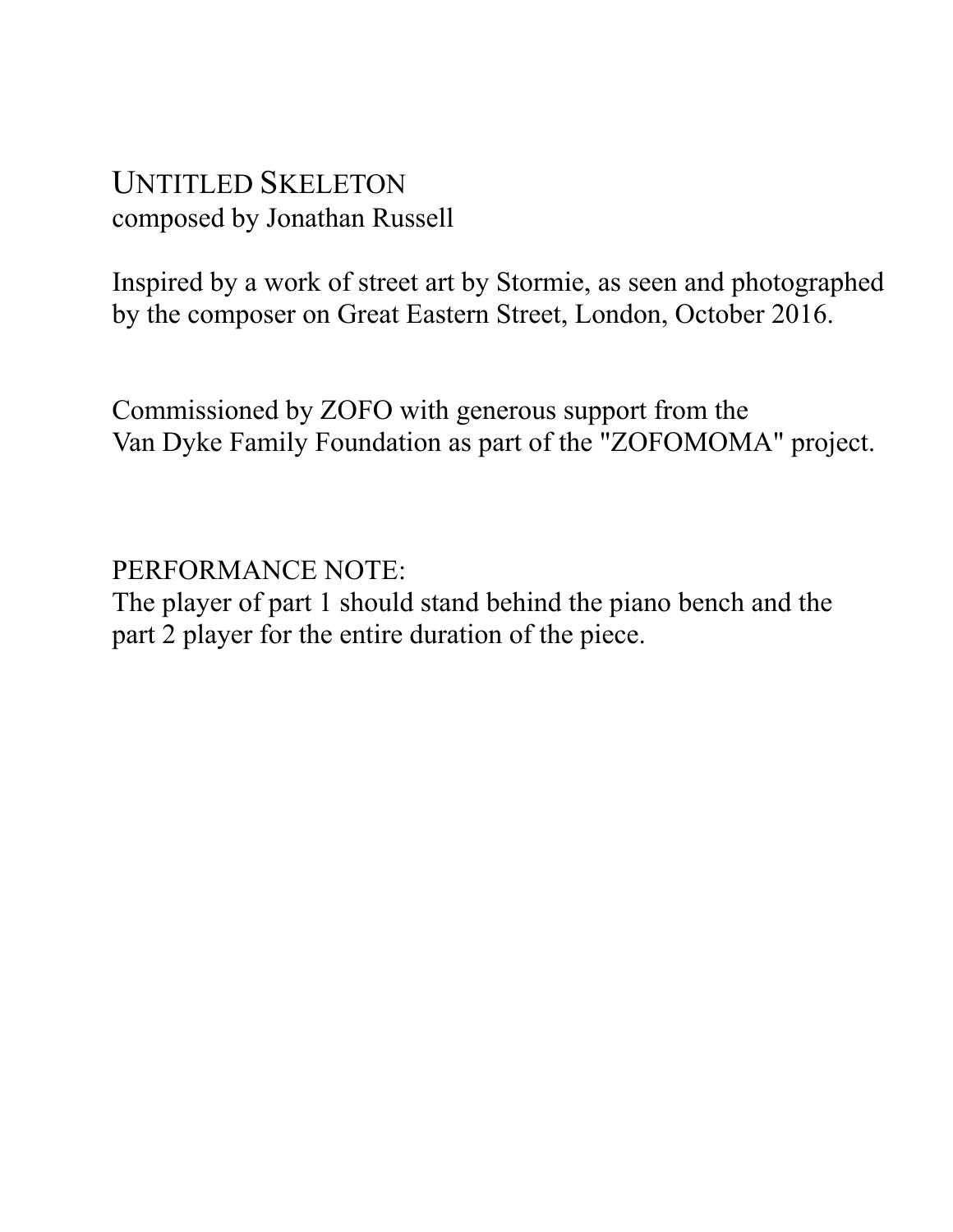# UNTITLED SKELETON

composed by Jonathan Russell

Inspired by a work of street art by Stormie, as seen and photographed by the composer on Great Eastern Street, London, October 2016.

Commissioned by ZOFO with generous support from the Van Dyke Family Foundation as part of the "ZOFOMOMA" project.

PERFORMANCE NOTE:
The player of part 1 should stand behind the piano bench and the part 2 player for the entire duration of the piece.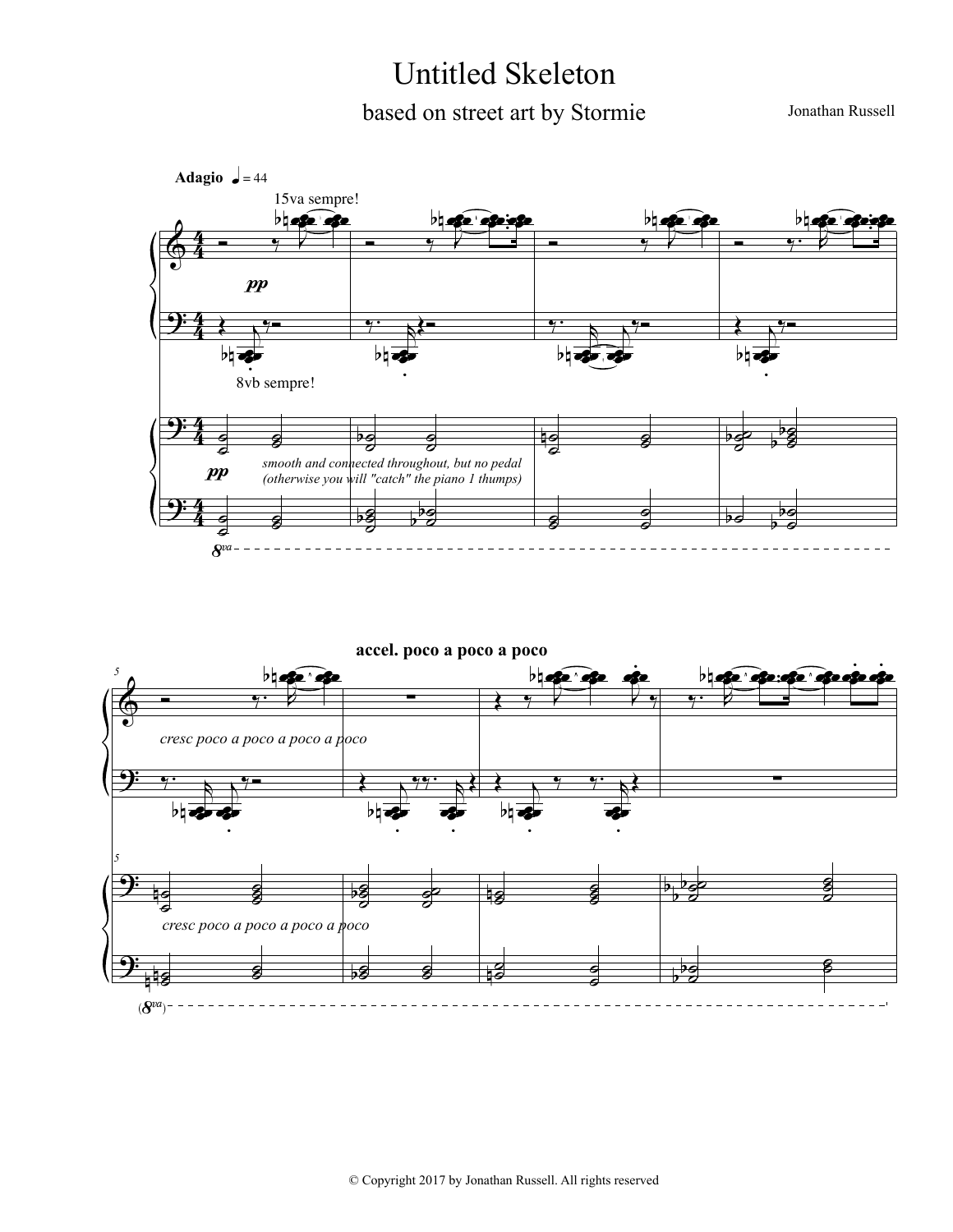# Untitled Skeleton

## based on street art by Stormie

Jonathan Russell

**Adagio** ♩ = 44

15va sempre!

*pp*

8vb sempre!

*smooth and connected throughout, but no pedal (otherwise you will "catch" the piano 1 thumps)*

**accel. poco a poco a poco**

*cresc poco a poco a poco a poco*

*cresc poco a poco a poco a poco*

© Copyright 2017 by Jonathan Russell. All rights reserved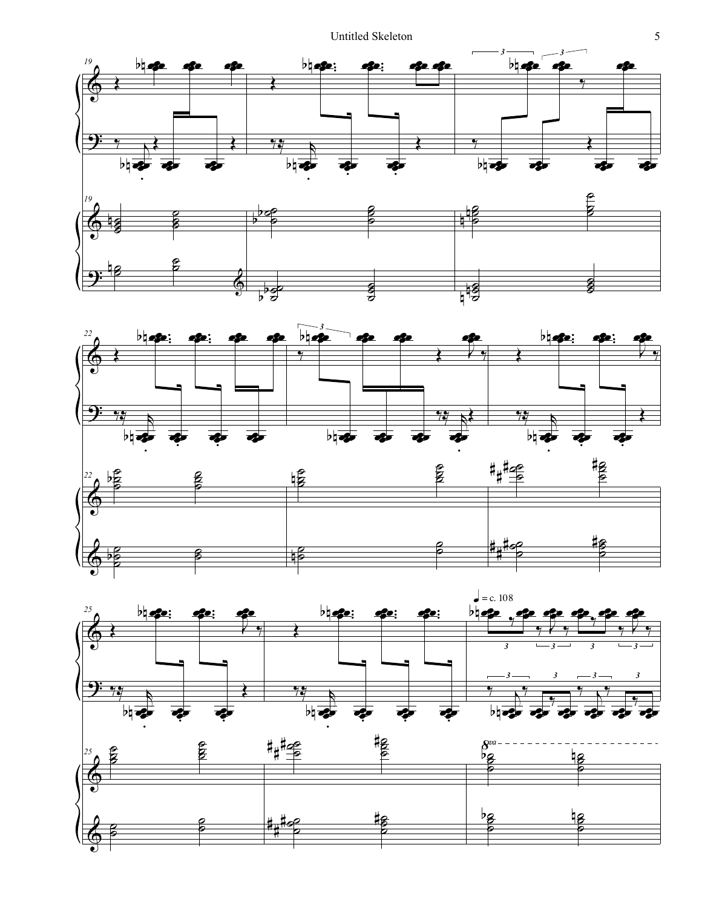♩ = c. 108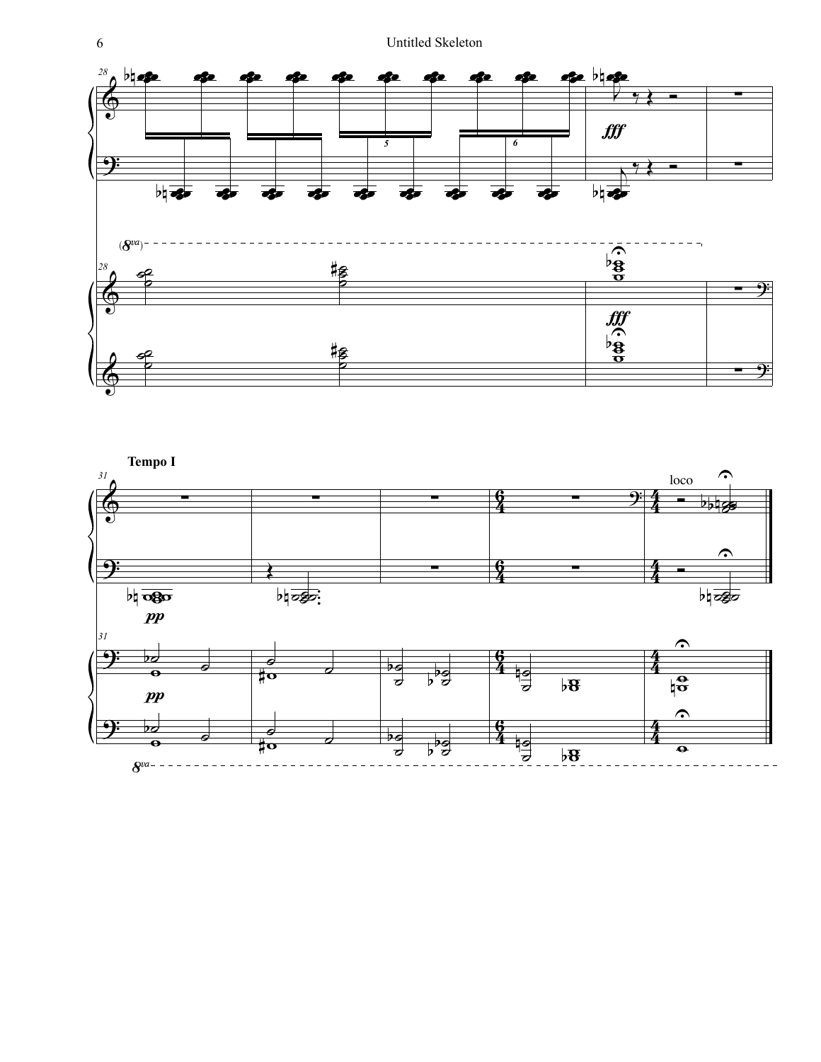Tempo I

loco